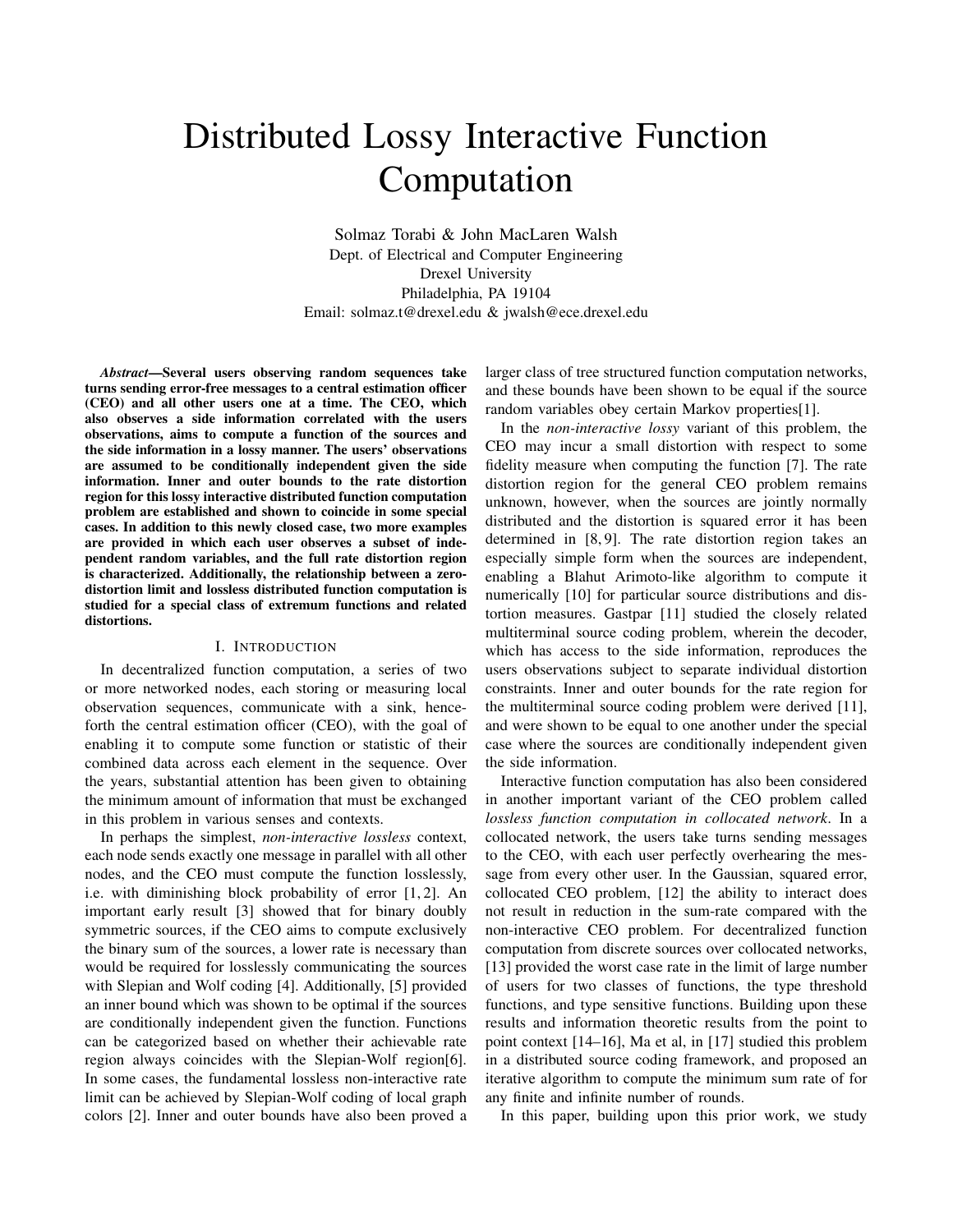# Distributed Lossy Interactive Function Computation

Solmaz Torabi & John MacLaren Walsh
Dept. of Electrical and Computer Engineering
Drexel University
Philadelphia, PA 19104
Email: solmaz.t@drexel.edu & jwalsh@ece.drexel.edu

***Abstract*—Several users observing random sequences take turns sending error-free messages to a central estimation officer (CEO) and all other users one at a time. The CEO, which also observes a side information correlated with the users observations, aims to compute a function of the sources and the side information in a lossy manner. The users' observations are assumed to be conditionally independent given the side information. Inner and outer bounds to the rate distortion region for this lossy interactive distributed function computation problem are established and shown to coincide in some special cases. In addition to this newly closed case, two more examples are provided in which each user observes a subset of independent random variables, and the full rate distortion region is characterized. Additionally, the relationship between a zero-distortion limit and lossless distributed function computation is studied for a special class of extremum functions and related distortions.**

## I. Introduction

In decentralized function computation, a series of two or more networked nodes, each storing or measuring local observation sequences, communicate with a sink, henceforth the central estimation officer (CEO), with the goal of enabling it to compute some function or statistic of their combined data across each element in the sequence. Over the years, substantial attention has been given to obtaining the minimum amount of information that must be exchanged in this problem in various senses and contexts.

In perhaps the simplest, *non-interactive lossless* context, each node sends exactly one message in parallel with all other nodes, and the CEO must compute the function losslessly, i.e. with diminishing block probability of error [1, 2]. An important early result [3] showed that for binary doubly symmetric sources, if the CEO aims to compute exclusively the binary sum of the sources, a lower rate is necessary than would be required for losslessly communicating the sources with Slepian and Wolf coding [4]. Additionally, [5] provided an inner bound which was shown to be optimal if the sources are conditionally independent given the function. Functions can be categorized based on whether their achievable rate region always coincides with the Slepian-Wolf region[6]. In some cases, the fundamental lossless non-interactive rate limit can be achieved by Slepian-Wolf coding of local graph colors [2]. Inner and outer bounds have also been proved a larger class of tree structured function computation networks, and these bounds have been shown to be equal if the source random variables obey certain Markov properties[1].

In the *non-interactive lossy* variant of this problem, the CEO may incur a small distortion with respect to some fidelity measure when computing the function [7]. The rate distortion region for the general CEO problem remains unknown, however, when the sources are jointly normally distributed and the distortion is squared error it has been determined in [8, 9]. The rate distortion region takes an especially simple form when the sources are independent, enabling a Blahut Arimoto-like algorithm to compute it numerically [10] for particular source distributions and distortion measures. Gastpar [11] studied the closely related multiterminal source coding problem, wherein the decoder, which has access to the side information, reproduces the users observations subject to separate individual distortion constraints. Inner and outer bounds for the rate region for the multiterminal source coding problem were derived [11], and were shown to be equal to one another under the special case where the sources are conditionally independent given the side information.

Interactive function computation has also been considered in another important variant of the CEO problem called *lossless function computation in collocated network*. In a collocated network, the users take turns sending messages to the CEO, with each user perfectly overhearing the message from every other user. In the Gaussian, squared error, collocated CEO problem, [12] the ability to interact does not result in reduction in the sum-rate compared with the non-interactive CEO problem. For decentralized function computation from discrete sources over collocated networks, [13] provided the worst case rate in the limit of large number of users for two classes of functions, the type threshold functions, and type sensitive functions. Building upon these results and information theoretic results from the point to point context [14–16], Ma et al, in [17] studied this problem in a distributed source coding framework, and proposed an iterative algorithm to compute the minimum sum rate of for any finite and infinite number of rounds.

In this paper, building upon this prior work, we study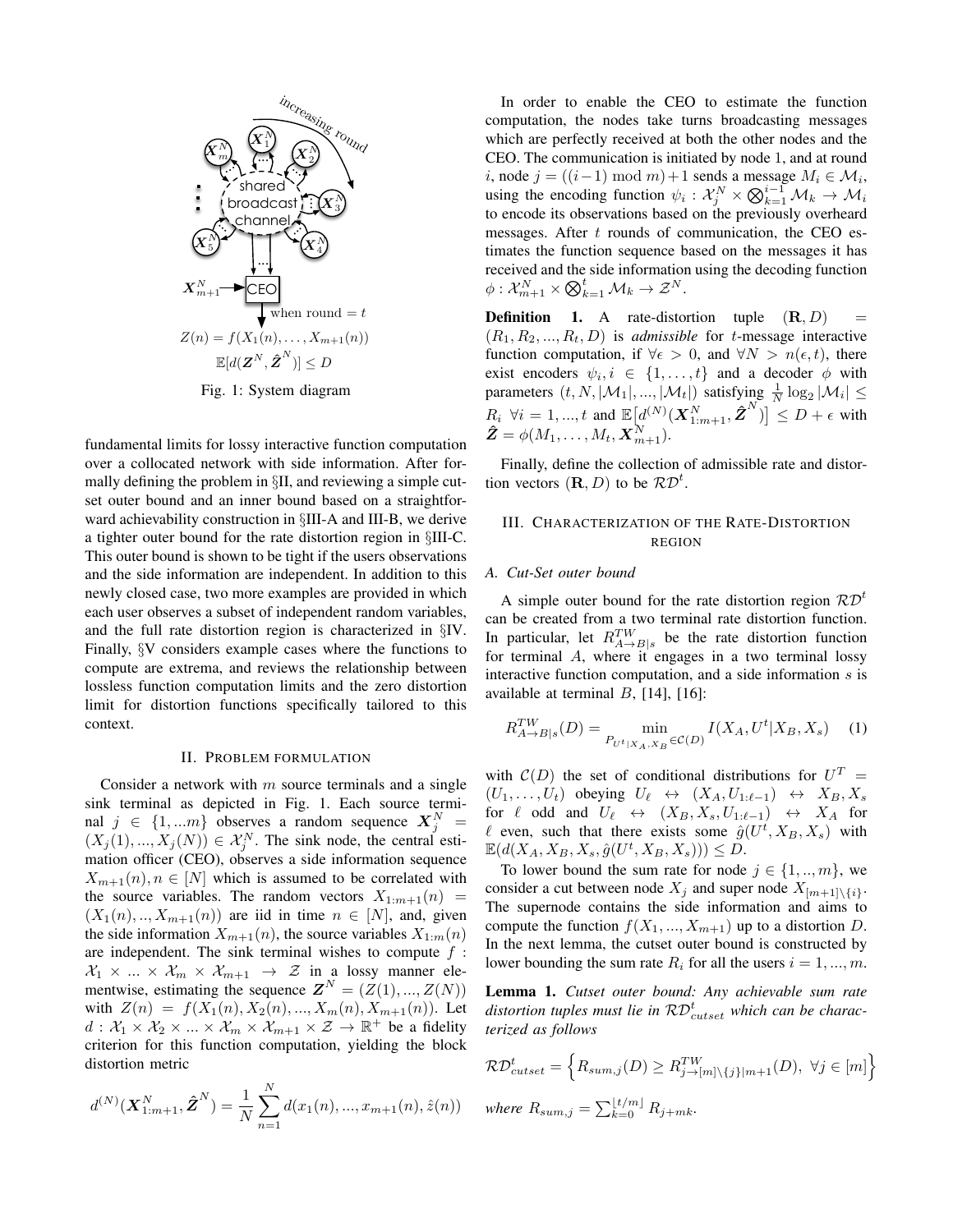Fig. 1: System diagram

fundamental limits for lossy interactive function computation over a collocated network with side information. After formally defining the problem in §II, and reviewing a simple cut-set outer bound and an inner bound based on a straightforward achievability construction in §III-A and III-B, we derive a tighter outer bound for the rate distortion region in §III-C. This outer bound is shown to be tight if the users observations and the side information are independent. In addition to this newly closed case, two more examples are provided in which each user observes a subset of independent random variables, and the full rate distortion region is characterized in §IV. Finally, §V considers example cases where the functions to compute are extrema, and reviews the relationship between lossless function computation limits and the zero distortion limit for distortion functions specifically tailored to this context.

## II. Problem formulation

Consider a network with $m$ source terminals and a single sink terminal as depicted in Fig. 1. Each source terminal $j \in \{1, ...m\}$ observes a random sequence $\boldsymbol{X}_j^N = (X_j(1), ..., X_j(N)) \in \mathcal{X}_j^N$. The sink node, the central estimation officer (CEO), observes a side information sequence $X_{m+1}(n), n \in [N]$ which is assumed to be correlated with the source variables. The random vectors $X_{1:m+1}(n) = (X_1(n), .., X_{m+1}(n))$ are iid in time $n \in [N]$, and, given the side information $X_{m+1}(n)$, the source variables $X_{1:m}(n)$ are independent. The sink terminal wishes to compute $f : \mathcal{X}_1 \times ... \times \mathcal{X}_m \times \mathcal{X}_{m+1} \to \mathcal{Z}$ in a lossy manner elementwise, estimating the sequence $\boldsymbol{Z}^N = (Z(1), ..., Z(N))$ with $Z(n) = f(X_1(n), X_2(n), ..., X_m(n), X_{m+1}(n))$. Let $d : \mathcal{X}_1 \times \mathcal{X}_2 \times ... \times \mathcal{X}_m \times \mathcal{X}_{m+1} \times \mathcal{Z} \to \mathbb{R}^+$ be a fidelity criterion for this function computation, yielding the block distortion metric

$$d^{(N)}(\boldsymbol{X}_{1:m+1}^N, \hat{\boldsymbol{Z}}^N) = \frac{1}{N} \sum_{n=1}^{N} d(x_1(n), ..., x_{m+1}(n), \hat{z}(n))$$

In order to enable the CEO to estimate the function computation, the nodes take turns broadcasting messages which are perfectly received at both the other nodes and the CEO. The communication is initiated by node 1, and at round $i$, node $j = ((i-1) \bmod m) + 1$ sends a message $M_i \in \mathcal{M}_i$, using the encoding function $\psi_i : \mathcal{X}_j^N \times \bigotimes_{k=1}^{i-1} \mathcal{M}_k \to \mathcal{M}_i$ to encode its observations based on the previously overheard messages. After $t$ rounds of communication, the CEO estimates the function sequence based on the messages it has received and the side information using the decoding function $\phi : \mathcal{X}_{m+1}^N \times \bigotimes_{k=1}^{t} \mathcal{M}_k \to \mathcal{Z}^N$.

**Definition 1.** A rate-distortion tuple $(\mathbf{R}, D) = (R_1, R_2, ..., R_t, D)$ is *admissible* for $t$-message interactive function computation, if $\forall \epsilon > 0$, and $\forall N > n(\epsilon, t)$, there exist encoders $\psi_i, i \in \{1, \ldots, t\}$ and a decoder $\phi$ with parameters $(t, N, |\mathcal{M}_1|, ..., |\mathcal{M}_t|)$ satisfying $\frac{1}{N} \log_2 |\mathcal{M}_i| \leq R_i \ \forall i = 1, ..., t$ and $\mathbb{E}\big[d^{(N)}(\boldsymbol{X}_{1:m+1}^N, \hat{\boldsymbol{Z}}^N)\big] \leq D + \epsilon$ with $\hat{\boldsymbol{Z}} = \phi(M_1, \ldots, M_t, \boldsymbol{X}_{m+1}^N)$.

Finally, define the collection of admissible rate and distortion vectors $(\mathbf{R}, D)$ to be $\mathcal{RD}^t$.

## III. Characterization of the Rate-Distortion region

### A. Cut-Set outer bound

A simple outer bound for the rate distortion region $\mathcal{RD}^t$ can be created from a two terminal rate distortion function. In particular, let $R_{A \to B|s}^{TW}$ be the rate distortion function for terminal $A$, where it engages in a two terminal lossy interactive function computation, and a side information $s$ is available at terminal $B$, [14], [16]:

$$R_{A \to B|s}^{TW}(D) = \min_{P_{U^t|X_A, X_B} \in \mathcal{C}(D)} I(X_A, U^t | X_B, X_s) \quad (1)$$

with $\mathcal{C}(D)$ the set of conditional distributions for $U^T = (U_1, \ldots, U_t)$ obeying $U_\ell \leftrightarrow (X_A, U_{1:\ell-1}) \leftrightarrow X_B, X_s$ for $\ell$ odd and $U_\ell \leftrightarrow (X_B, X_s, U_{1:\ell-1}) \leftrightarrow X_A$ for $\ell$ even, such that there exists some $\hat{g}(U^t, X_B, X_s)$ with $\mathbb{E}(d(X_A, X_B, X_s, \hat{g}(U^t, X_B, X_s))) \leq D$.

To lower bound the sum rate for node $j \in \{1, .., m\}$, we consider a cut between node $X_j$ and super node $X_{[m+1] \setminus \{i\}}$. The supernode contains the side information and aims to compute the function $f(X_1, ..., X_{m+1})$ up to a distortion $D$. In the next lemma, the cutset outer bound is constructed by lower bounding the sum rate $R_i$ for all the users $i = 1, ..., m$.

**Lemma 1.** *Cutset outer bound: Any achievable sum rate distortion tuples must lie in $\mathcal{RD}_{cutset}^t$ which can be characterized as follows*

$$\mathcal{RD}_{cutset}^t = \Big\{ R_{sum,j}(D) \geq R_{j \to [m] \setminus \{j\} | m+1}^{TW}(D), \ \forall j \in [m] \Big\}$$

*where* $R_{sum,j} = \sum_{k=0}^{\lfloor t/m \rfloor} R_{j+mk}$.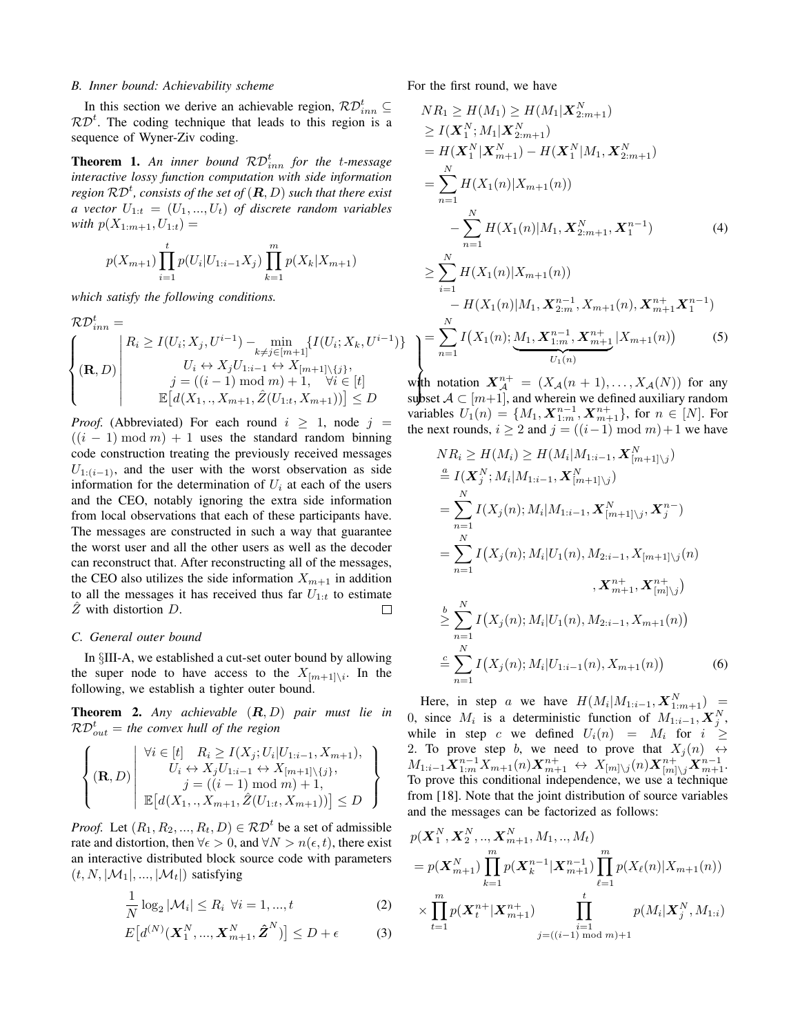### B. Inner bound: Achievability scheme

In this section we derive an achievable region, $\mathcal{RD}^t_{inn} \subseteq \mathcal{RD}^t$. The coding technique that leads to this region is a sequence of Wyner-Ziv coding.

**Theorem 1.** *An inner bound $\mathcal{RD}^t_{inn}$ for the $t$-message interactive lossy function computation with side information region $\mathcal{RD}^t$, consists of the set of $(\boldsymbol{R}, D)$ such that there exist a vector $U_{1:t} = (U_1, ..., U_t)$ of discrete random variables with $p(X_{1:m+1}, U_{1:t}) =$*

$$p(X_{m+1}) \prod_{i=1}^{t} p(U_i|U_{1:i-1}X_j) \prod_{k=1}^{m} p(X_k|X_{m+1})$$

*which satisfy the following conditions.*

$$\mathcal{RD}^t_{inn} = \left\{ (\mathbf{R}, D) \left| \begin{array}{c} R_i \geq I(U_i; X_j, U^{i-1}) - \min_{k \neq j \in [m+1]} \{I(U_i; X_k, U^{i-1})\} \\ U_i \leftrightarrow X_j U_{1:i-1} \leftrightarrow X_{[m+1]\setminus\{j\}}, \\ j = ((i-1) \bmod m) + 1, \quad \forall i \in [t] \\ \mathbb{E}\big[d(X_1, ., X_{m+1}, \hat{Z}(U_{1:t}, X_{m+1}))\big] \leq D \end{array} \right. \right\}$$

*Proof.* (Abbreviated) For each round $i \geq 1$, node $j = ((i-1) \bmod m) + 1$ uses the standard random binning code construction treating the previously received messages $U_{1:(i-1)}$, and the user with the worst observation as side information for the determination of $U_i$ at each of the users and the CEO, notably ignoring the extra side information from local observations that each of these participants have. The messages are constructed in such a way that guarantee the worst user and all the other users as well as the decoder can reconstruct that. After reconstructing all of the messages, the CEO also utilizes the side information $X_{m+1}$ in addition to all the messages it has received thus far $U_{1:t}$ to estimate $\hat{Z}$ with distortion $D$. ☐

### C. General outer bound

In §III-A, we established a cut-set outer bound by allowing the super node to have access to the $X_{[m+1]\setminus i}$. In the following, we establish a tighter outer bound.

**Theorem 2.** *Any achievable $(\boldsymbol{R}, D)$ pair must lie in $\mathcal{RD}^t_{out}$ = the convex hull of the region*

$$\left\{ (\mathbf{R}, D) \left| \begin{array}{c} \forall i \in [t] \quad R_i \geq I(X_j; U_i | U_{1:i-1}, X_{m+1}), \\ U_i \leftrightarrow X_j U_{1:i-1} \leftrightarrow X_{[m+1]\setminus\{j\}}, \\ j = ((i-1) \bmod m) + 1, \\ \mathbb{E}\big[d(X_1, ., X_{m+1}, \hat{Z}(U_{1:t}, X_{m+1}))\big] \leq D \end{array} \right. \right\}$$

*Proof.* Let $(R_1, R_2, ..., R_t, D) \in \mathcal{RD}^t$ be a set of admissible rate and distortion, then $\forall \epsilon > 0$, and $\forall N > n(\epsilon, t)$, there exist an interactive distributed block source code with parameters $(t, N, |\mathcal{M}_1|, ..., |\mathcal{M}_t|)$ satisfying

$$\frac{1}{N} \log_2 |\mathcal{M}_i| \leq R_i \ \ \forall i = 1, ..., t \tag{2}$$

$$E\big[d^{(N)}(\boldsymbol{X}_1^N, ..., \boldsymbol{X}_{m+1}^N, \hat{\boldsymbol{Z}}^N)\big] \leq D + \epsilon \tag{3}$$

For the first round, we have

$$\begin{aligned}
NR_1 &\geq H(M_1) \geq H(M_1|\boldsymbol{X}^N_{2:m+1}) \\
&\geq I(\boldsymbol{X}^N_1; M_1 | \boldsymbol{X}^N_{2:m+1}) \\
&= H(\boldsymbol{X}^N_1 | \boldsymbol{X}^N_{m+1}) - H(\boldsymbol{X}^N_1 | M_1, \boldsymbol{X}^N_{2:m+1}) \\
&= \sum_{n=1}^{N} H(X_1(n)|X_{m+1}(n)) \\
&\qquad - \sum_{n=1}^{N} H(X_1(n)|M_1, \boldsymbol{X}^N_{2:m+1}, \boldsymbol{X}^{n-1}_1) \qquad (4) \\
&\geq \sum_{i=1}^{N} H(X_1(n)|X_{m+1}(n)) \\
&\qquad - H(X_1(n)|M_1, \boldsymbol{X}^{n-1}_{2:m}, X_{m+1}(n), \boldsymbol{X}^{n+}_{m+1}\boldsymbol{X}^{n-1}_1) \\
&= \sum_{n=1}^{N} I\big(X_1(n); \underbrace{M_1, \boldsymbol{X}^{n-1}_{1:m}, \boldsymbol{X}^{n+}_{m+1}}_{U_1(n)} | X_{m+1}(n)\big) \qquad (5)
\end{aligned}$$

with notation $\boldsymbol{X}^{n+}_{\mathcal{A}} = (X_{\mathcal{A}}(n+1), \ldots, X_{\mathcal{A}}(N))$ for any subset $\mathcal{A} \subset [m+1]$, and wherein we defined auxiliary random variables $U_1(n) = \{M_1, \boldsymbol{X}^{n-1}_{1:m}, \boldsymbol{X}^{n+}_{m+1}\}$, for $n \in [N]$. For the next rounds, $i \geq 2$ and $j = ((i-1) \bmod m) + 1$ we have

$$\begin{aligned}
NR_i &\geq H(M_i) \geq H(M_i | M_{1:i-1}, \boldsymbol{X}^N_{[m+1]\setminus j}) \\
&\overset{a}{=} I(\boldsymbol{X}^N_j; M_i | M_{1:i-1}, \boldsymbol{X}^N_{[m+1]\setminus j}) \\
&= \sum_{n=1}^{N} I(X_j(n); M_i | M_{1:i-1}, \boldsymbol{X}^N_{[m+1]\setminus j}, \boldsymbol{X}^{n-}_j) \\
&= \sum_{n=1}^{N} I\big(X_j(n); M_i | U_1(n), M_{2:i-1}, X_{[m+1]\setminus j}(n) \\
&\qquad\qquad , \boldsymbol{X}^{n+}_{m+1}, \boldsymbol{X}^{n+}_{[m]\setminus j}\big) \\
&\overset{b}{\geq} \sum_{n=1}^{N} I\big(X_j(n); M_i | U_1(n), M_{2:i-1}, X_{m+1}(n)\big) \\
&\overset{c}{=} \sum_{n=1}^{N} I\big(X_j(n); M_i | U_{1:i-1}(n), X_{m+1}(n)\big) \qquad (6)
\end{aligned}$$

Here, in step $a$ we have $H(M_i | M_{1:i-1}, \boldsymbol{X}^N_{1:m+1}) = 0$, since $M_i$ is a deterministic function of $M_{1:i-1}, \boldsymbol{X}^N_j$, while in step $c$ we defined $U_i(n) = M_i$ for $i \geq 2$. To prove step $b$, we need to prove that $X_j(n) \leftrightarrow M_{1:i-1}\boldsymbol{X}^{n-1}_{1:m} X_{m+1}(n) \boldsymbol{X}^{n+}_{m+1} \leftrightarrow X_{[m]\setminus j}(n) \boldsymbol{X}^{n+}_{[m]\setminus j} \boldsymbol{X}^{n-1}_{m+1}$. To prove this conditional independence, we use a technique from [18]. Note that the joint distribution of source variables and the messages can be factorized as follows:

$$\begin{aligned}
&p(\boldsymbol{X}^N_1, \boldsymbol{X}^N_2, .., \boldsymbol{X}^N_{m+1}, M_1, .., M_t) \\
&= p(\boldsymbol{X}^N_{m+1}) \prod_{k=1}^{m} p(\boldsymbol{X}^{n-1}_k | \boldsymbol{X}^{n-1}_{m+1}) \prod_{\ell=1}^{m} p(X_\ell(n) | X_{m+1}(n)) \\
&\times \prod_{t=1}^{m} p(\boldsymbol{X}^{n+}_t | \boldsymbol{X}^{n+}_{m+1}) \prod_{\substack{i=1 \\ j=((i-1) \bmod m)+1}}^{t} p(M_i | \boldsymbol{X}^N_j, M_{1:i})
\end{aligned}$$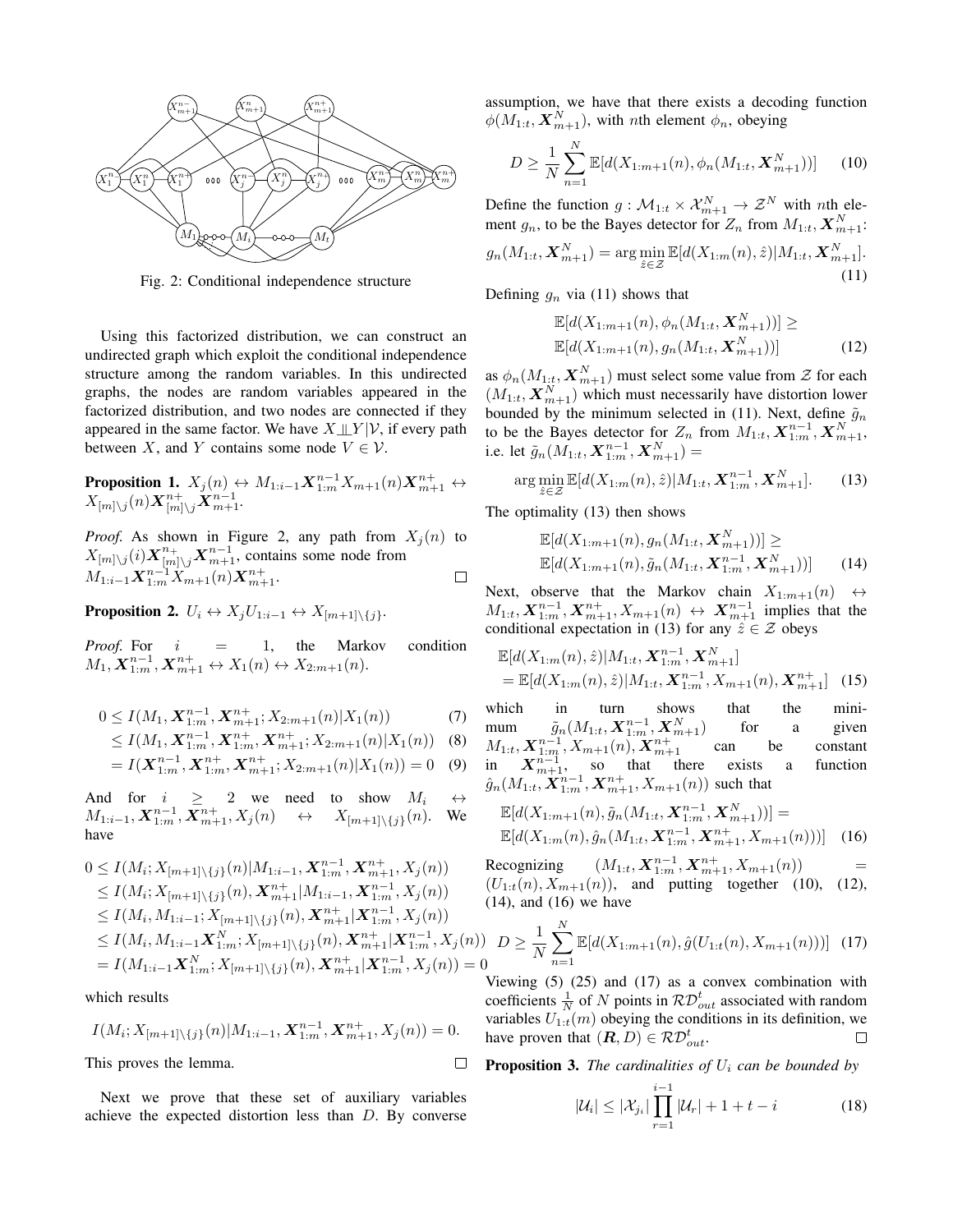Fig. 2: Conditional independence structure

Using this factorized distribution, we can construct an undirected graph which exploit the conditional independence structure among the random variables. In this undirected graphs, the nodes are random variables appeared in the factorized distribution, and two nodes are connected if they appeared in the same factor. We have $X \perp\!\!\!\perp Y | \mathcal{V}$, if every path between $X$, and $Y$ contains some node $V \in \mathcal{V}$.

**Proposition 1.** $X_j(n) \leftrightarrow M_{1:i-1}\boldsymbol{X}_{1:m}^{n-1}X_{m+1}(n)\boldsymbol{X}_{m+1}^{n+} \leftrightarrow X_{[m]\setminus j}(n)\boldsymbol{X}_{[m]\setminus j}^{n+}\boldsymbol{X}_{m+1}^{n-1}$.

*Proof.* As shown in Figure 2, any path from $X_j(n)$ to $X_{[m]\setminus j}(i)\boldsymbol{X}_{[m]\setminus j}^{n_+}\boldsymbol{X}_{m+1}^{n-1}$, contains some node from $M_{1:i-1}\boldsymbol{X}_{1:m}^{n-1}X_{m+1}(n)\boldsymbol{X}_{m+1}^{n+}$. □

**Proposition 2.** $U_i \leftrightarrow X_jU_{1:i-1} \leftrightarrow X_{[m+1]\setminus\{j\}}$.

*Proof.* For $i = 1$, the Markov condition $M_1, \boldsymbol{X}_{1:m}^{n-1}, \boldsymbol{X}_{m+1}^{n+} \leftrightarrow X_1(n) \leftrightarrow X_{2:m+1}(n)$.

$$0 \leq I(M_1, \boldsymbol{X}_{1:m}^{n-1}, \boldsymbol{X}_{m+1}^{n+}; X_{2:m+1}(n)|X_1(n)) \tag{7}$$
$$\leq I(M_1, \boldsymbol{X}_{1:m}^{n-1}, \boldsymbol{X}_{1:m}^{n+}, \boldsymbol{X}_{m+1}^{n+}; X_{2:m+1}(n)|X_1(n)) \tag{8}$$
$$= I(\boldsymbol{X}_{1:m}^{n-1}, \boldsymbol{X}_{1:m}^{n+}, \boldsymbol{X}_{m+1}^{n+}; X_{2:m+1}(n)|X_1(n)) = 0 \tag{9}$$

And for $i \geq 2$ we need to show $M_i \leftrightarrow M_{1:i-1}, \boldsymbol{X}_{1:m}^{n-1}, \boldsymbol{X}_{m+1}^{n+}, X_j(n) \leftrightarrow X_{[m+1]\setminus\{j\}}(n)$. We have

$$\begin{aligned}
0 &\leq I(M_i; X_{[m+1]\setminus\{j\}}(n)|M_{1:i-1}, \boldsymbol{X}_{1:m}^{n-1}, \boldsymbol{X}_{m+1}^{n+}, X_j(n)) \\
&\leq I(M_i; X_{[m+1]\setminus\{j\}}(n), \boldsymbol{X}_{m+1}^{n+}|M_{1:i-1}, \boldsymbol{X}_{1:m}^{n-1}, X_j(n)) \\
&\leq I(M_i, M_{1:i-1}; X_{[m+1]\setminus\{j\}}(n), \boldsymbol{X}_{m+1}^{n+}|\boldsymbol{X}_{1:m}^{n-1}, X_j(n)) \\
&\leq I(M_i, M_{1:i-1}\boldsymbol{X}_{1:m}^{n+}; X_{[m+1]\setminus\{j\}}(n), \boldsymbol{X}_{m+1}^{n+}|\boldsymbol{X}_{1:m}^{n-1}, X_j(n)) \\
&= I(M_{1:i-1}\boldsymbol{X}_{1:m}^{N}; X_{[m+1]\setminus\{j\}}(n), \boldsymbol{X}_{m+1}^{n+}|\boldsymbol{X}_{1:m}^{n-1}, X_j(n)) = 0
\end{aligned}$$

which results

$$I(M_i; X_{[m+1]\setminus\{j\}}(n)|M_{1:i-1}, \boldsymbol{X}_{1:m}^{n-1}, \boldsymbol{X}_{m+1}^{n+}, X_j(n)) = 0.$$

This proves the lemma. □

Next we prove that these set of auxiliary variables achieve the expected distortion less than $D$. By converse assumption, we have that there exists a decoding function $\phi(M_{1:t}, \boldsymbol{X}_{m+1}^N)$, with $n$th element $\phi_n$, obeying

$$D \geq \frac{1}{N}\sum_{n=1}^{N}\mathbb{E}[d(X_{1:m+1}(n), \phi_n(M_{1:t}, \boldsymbol{X}_{m+1}^N))] \tag{10}$$

Define the function $g : \mathcal{M}_{1:t} \times \mathcal{X}_{m+1}^N \to \mathcal{Z}^N$ with $n$th element $g_n$, to be the Bayes detector for $Z_n$ from $M_{1:t}, \boldsymbol{X}_{m+1}^N$:

$$g_n(M_{1:t}, \boldsymbol{X}_{m+1}^N) = \arg\min_{\hat{z}\in\mathcal{Z}} \mathbb{E}[d(X_{1:m}(n), \hat{z})|M_{1:t}, \boldsymbol{X}_{m+1}^N]. \tag{11}$$

Defining $g_n$ via (11) shows that

$$\begin{aligned}
&\mathbb{E}[d(X_{1:m+1}(n), \phi_n(M_{1:t}, \boldsymbol{X}_{m+1}^N))] \geq \\
&\mathbb{E}[d(X_{1:m+1}(n), g_n(M_{1:t}, \boldsymbol{X}_{m+1}^N))]
\end{aligned} \tag{12}$$

as $\phi_n(M_{1:t}, \boldsymbol{X}_{m+1}^N)$ must select some value from $\mathcal{Z}$ for each $(M_{1:t}, \boldsymbol{X}_{m+1}^N)$ which must necessarily have distortion lower bounded by the minimum selected in (11). Next, define $\tilde{g}_n$ to be the Bayes detector for $Z_n$ from $M_{1:t}, \boldsymbol{X}_{1:m}^{n-1}, \boldsymbol{X}_{m+1}^N$, i.e. let $\tilde{g}_n(M_{1:t}, \boldsymbol{X}_{1:m}^{n-1}, \boldsymbol{X}_{m+1}^N) =$

$$\arg\min_{\hat{z}\in\mathcal{Z}} \mathbb{E}[d(X_{1:m}(n), \hat{z})|M_{1:t}, \boldsymbol{X}_{1:m}^{n-1}, \boldsymbol{X}_{m+1}^N]. \tag{13}$$

The optimality (13) then shows

$$\begin{aligned}
&\mathbb{E}[d(X_{1:m+1}(n), g_n(M_{1:t}, \boldsymbol{X}_{m+1}^N))] \geq \\
&\mathbb{E}[d(X_{1:m+1}(n), \tilde{g}_n(M_{1:t}, \boldsymbol{X}_{1:m}^{n-1}, \boldsymbol{X}_{m+1}^N))]
\end{aligned} \tag{14}$$

Next, observe that the Markov chain $X_{1:m+1}(n) \leftrightarrow M_{1:t}, \boldsymbol{X}_{1:m}^{n-1}, \boldsymbol{X}_{m+1}^{n+}, X_{m+1}(n) \leftrightarrow \boldsymbol{X}_{m+1}^{n-1}$ implies that the conditional expectation in (13) for any $\hat{z} \in \mathcal{Z}$ obeys

$$\begin{aligned}
&\mathbb{E}[d(X_{1:m}(n), \hat{z})|M_{1:t}, \boldsymbol{X}_{1:m}^{n-1}, \boldsymbol{X}_{m+1}^N] \\
&= \mathbb{E}[d(X_{1:m}(n), \hat{z})|M_{1:t}, \boldsymbol{X}_{1:m}^{n-1}, X_{m+1}(n), \boldsymbol{X}_{m+1}^{n+}]
\end{aligned} \tag{15}$$

which in turn shows that the minimum $\tilde{g}_n(M_{1:t}, \boldsymbol{X}_{1:m}^{n-1}, \boldsymbol{X}_{m+1}^N)$ for a given $M_{1:t}, \boldsymbol{X}_{1:m}^{n-1}, X_{m+1}(n), \boldsymbol{X}_{m+1}^{n+}$ can be constant in $\boldsymbol{X}_{m+1}^{n-1}$, so that there exists a function $\hat{g}_n(M_{1:t}, \boldsymbol{X}_{1:m}^{n-1}, \boldsymbol{X}_{m+1}^{n+}, X_{m+1}(n))$ such that

$$\begin{aligned}
&\mathbb{E}[d(X_{1:m+1}(n), \tilde{g}_n(M_{1:t}, \boldsymbol{X}_{1:m}^{n-1}, \boldsymbol{X}_{m+1}^N))] = \\
&\mathbb{E}[d(X_{1:m}(n), \hat{g}_n(M_{1:t}, \boldsymbol{X}_{1:m}^{n-1}, \boldsymbol{X}_{m+1}^{n+}, X_{m+1}(n)))]
\end{aligned} \tag{16}$$

Recognizing $(M_{1:t}, \boldsymbol{X}_{1:m}^{n-1}, \boldsymbol{X}_{m+1}^{n+}, X_{m+1}(n)) = (U_{1:t}(n), X_{m+1}(n))$, and putting together (10), (12), (14), and (16) we have

$$D \geq \frac{1}{N}\sum_{n=1}^{N}\mathbb{E}[d(X_{1:m+1}(n), \hat{g}(U_{1:t}(n), X_{m+1}(n)))] \tag{17}$$

Viewing (5) (25) and (17) as a convex combination with coefficients $\frac{1}{N}$ of $N$ points in $\mathcal{RD}_{out}^t$ associated with random variables $U_{1:t}(m)$ obeying the conditions in its definition, we have proven that $(\boldsymbol{R}, D) \in \mathcal{RD}_{out}^t$. □

**Proposition 3.** *The cardinalities of $U_i$ can be bounded by*

$$|\mathcal{U}_i| \leq |\mathcal{X}_{j_i}|\prod_{r=1}^{i-1}|\mathcal{U}_r| + 1 + t - i \tag{18}$$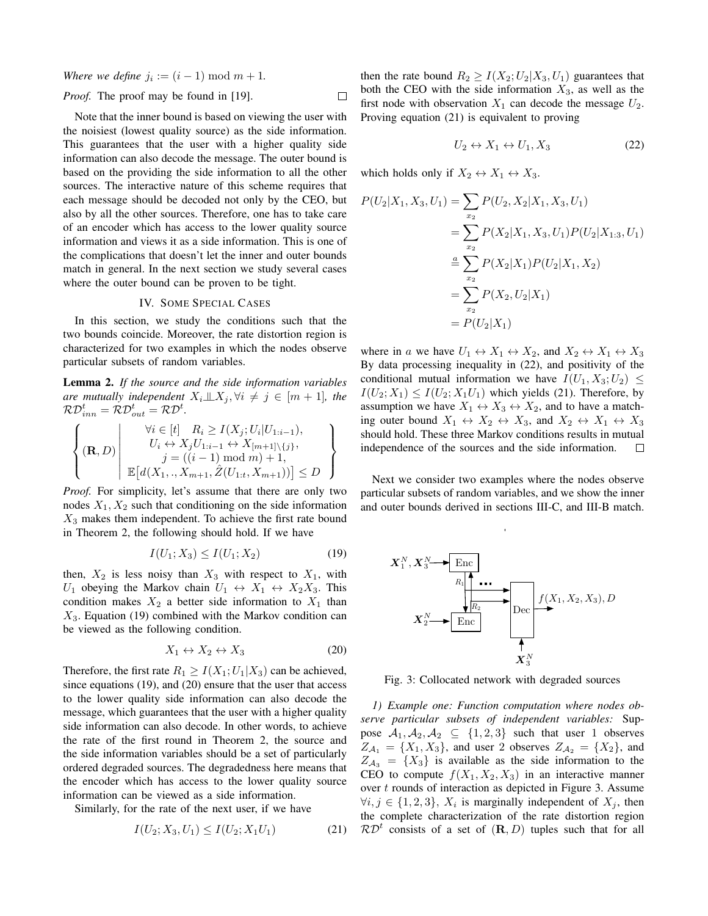*Where we define* $j_i := (i-1) \bmod m + 1$.

*Proof.* The proof may be found in [19]. □

Note that the inner bound is based on viewing the user with the noisiest (lowest quality source) as the side information. This guarantees that the user with a higher quality side information can also decode the message. The outer bound is based on the providing the side information to all the other sources. The interactive nature of this scheme requires that each message should be decoded not only by the CEO, but also by all the other sources. Therefore, one has to take care of an encoder which has access to the lower quality source information and views it as a side information. This is one of the complications that doesn't let the inner and outer bounds match in general. In the next section we study several cases where the outer bound can be proven to be tight.

## IV. Some Special Cases

In this section, we study the conditions such that the two bounds coincide. Moreover, the rate distortion region is characterized for two examples in which the nodes observe particular subsets of random variables.

**Lemma 2.** *If the source and the side information variables are mutually independent* $X_i \perp\!\!\!\perp X_j, \forall i \neq j \in [m+1]$*, the* $\mathcal{RD}^t_{inn} = \mathcal{RD}^t_{out} = \mathcal{RD}^t$.

$$\left\{ (\mathbf{R}, D) \;\middle|\; \begin{array}{c} \forall i \in [t] \quad R_i \geq I(X_j; U_i | U_{1:i-1}), \\ U_i \leftrightarrow X_j U_{1:i-1} \leftrightarrow X_{[m+1]\setminus\{j\}}, \\ j = ((i-1) \bmod m) + 1, \\ \mathbb{E}\big[d(X_1, ., X_{m+1}, \hat{Z}(U_{1:t}, X_{m+1}))\big] \leq D \end{array} \right\}$$

*Proof.* For simplicity, let's assume that there are only two nodes $X_1, X_2$ such that conditioning on the side information $X_3$ makes them independent. To achieve the first rate bound in Theorem 2, the following should hold. If we have

$$I(U_1; X_3) \leq I(U_1; X_2) \tag{19}$$

then, $X_2$ is less noisy than $X_3$ with respect to $X_1$, with $U_1$ obeying the Markov chain $U_1 \leftrightarrow X_1 \leftrightarrow X_2 X_3$. This condition makes $X_2$ a better side information to $X_1$ than $X_3$. Equation (19) combined with the Markov condition can be viewed as the following condition.

$$X_1 \leftrightarrow X_2 \leftrightarrow X_3 \tag{20}$$

Therefore, the first rate $R_1 \geq I(X_1; U_1 | X_3)$ can be achieved, since equations (19), and (20) ensure that the user that access to the lower quality side information can also decode the message, which guarantees that the user with a higher quality side information can also decode. In other words, to achieve the rate of the first round in Theorem 2, the source and the side information variables should be a set of particularly ordered degraded sources. The degradedness here means that the encoder which has access to the lower quality source information can be viewed as a side information.

Similarly, for the rate of the next user, if we have

$$I(U_2; X_3, U_1) \leq I(U_2; X_1 U_1) \tag{21}$$

then the rate bound $R_2 \geq I(X_2; U_2 | X_3, U_1)$ guarantees that both the CEO with the side information $X_3$, as well as the first node with observation $X_1$ can decode the message $U_2$. Proving equation (21) is equivalent to proving

$$U_2 \leftrightarrow X_1 \leftrightarrow U_1, X_3 \tag{22}$$

which holds only if $X_2 \leftrightarrow X_1 \leftrightarrow X_3$.

$$\begin{aligned} P(U_2|X_1, X_3, U_1) &= \sum_{x_2} P(U_2, X_2 | X_1, X_3, U_1) \\ &= \sum_{x_2} P(X_2|X_1, X_3, U_1) P(U_2 | X_{1:3}, U_1) \\ &\overset{a}{=} \sum_{x_2} P(X_2|X_1) P(U_2|X_1, X_2) \\ &= \sum_{x_2} P(X_2, U_2 | X_1) \\ &= P(U_2|X_1) \end{aligned}$$

where in $a$ we have $U_1 \leftrightarrow X_1 \leftrightarrow X_2$, and $X_2 \leftrightarrow X_1 \leftrightarrow X_3$ By data processing inequality in (22), and positivity of the conditional mutual information we have $I(U_1, X_3; U_2) \leq I(U_2; X_1) \leq I(U_2; X_1 U_1)$ which yields (21). Therefore, by assumption we have $X_1 \leftrightarrow X_3 \leftrightarrow X_2$, and to have a matching outer bound $X_1 \leftrightarrow X_2 \leftrightarrow X_3$, and $X_2 \leftrightarrow X_1 \leftrightarrow X_3$ should hold. These three Markov conditions results in mutual independence of the sources and the side information. □

Next we consider two examples where the nodes observe particular subsets of random variables, and we show the inner and outer bounds derived in sections III-C, and III-B match.

Fig. 3: Collocated network with degraded sources

*1) Example one: Function computation where nodes observe particular subsets of independent variables:* Suppose $\mathcal{A}_1, \mathcal{A}_2, \mathcal{A}_2 \subseteq \{1,2,3\}$ such that user 1 observes $Z_{\mathcal{A}_1} = \{X_1, X_3\}$, and user 2 observes $Z_{\mathcal{A}_2} = \{X_2\}$, and $Z_{\mathcal{A}_3} = \{X_3\}$ is available as the side information to the CEO to compute $f(X_1, X_2, X_3)$ in an interactive manner over $t$ rounds of interaction as depicted in Figure 3. Assume $\forall i, j \in \{1,2,3\}$, $X_i$ is marginally independent of $X_j$, then the complete characterization of the rate distortion region $\mathcal{RD}^t$ consists of a set of $(\mathbf{R}, D)$ tuples such that for all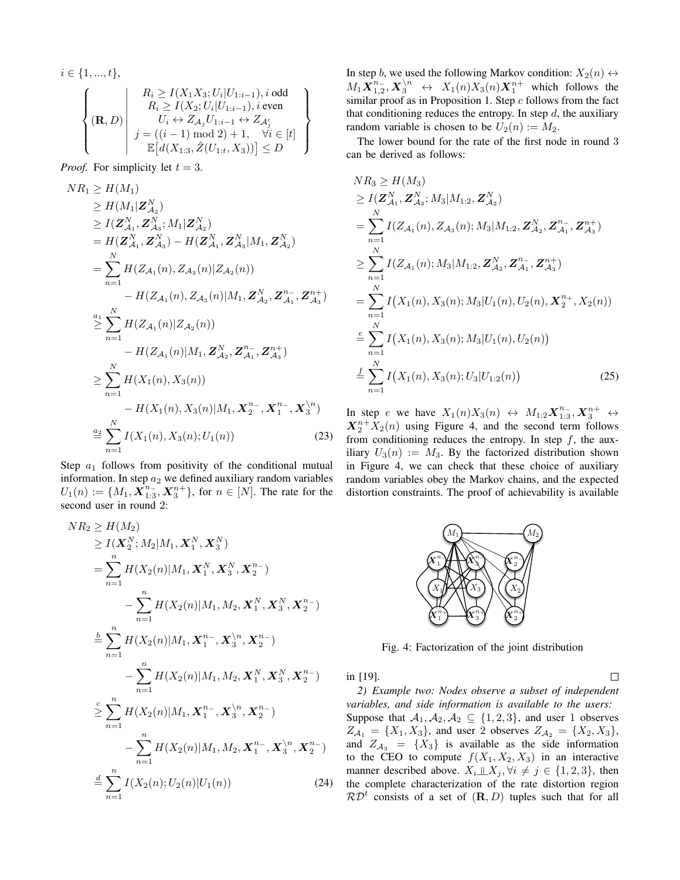$i \in \{1, ..., t\}$,

$$\left\{ (\mathbf{R}, D) \;\middle|\; \begin{array}{c} R_i \geq I(X_1 X_3; U_i | U_{1:i-1}), i \text{ odd} \\ R_i \geq I(X_2; U_i | U_{1:i-1}), i \text{ even} \\ U_i \leftrightarrow Z_{\mathcal{A}_j} U_{1:i-1} \leftrightarrow Z_{\mathcal{A}_j^c} \\ j = ((i-1) \bmod 2) + 1, \quad \forall i \in [t] \\ \mathbb{E}\big[d(X_{1:3}, \hat{Z}(U_{1:t}, X_3))\big] \leq D \end{array} \right\}$$

*Proof.* For simplicity let $t = 3$.

$$\begin{aligned}
NR_1 &\geq H(M_1) \\
&\geq H(M_1 | \boldsymbol{Z}_{\mathcal{A}_2}^N) \\
&\geq I(\boldsymbol{Z}_{\mathcal{A}_1}^N, \boldsymbol{Z}_{\mathcal{A}_3}^N; M_1 | \boldsymbol{Z}_{\mathcal{A}_2}^N) \\
&= H(\boldsymbol{Z}_{\mathcal{A}_1}^N, \boldsymbol{Z}_{\mathcal{A}_3}^N) - H(\boldsymbol{Z}_{\mathcal{A}_1}^N, \boldsymbol{Z}_{\mathcal{A}_3}^N | M_1, \boldsymbol{Z}_{\mathcal{A}_2}^N) \\
&= \sum_{n=1}^{N} H(Z_{\mathcal{A}_1}(n), Z_{\mathcal{A}_3}(n) | Z_{\mathcal{A}_2}(n)) \\
&\qquad - H(Z_{\mathcal{A}_1}(n), Z_{\mathcal{A}_3}(n) | M_1, \boldsymbol{Z}_{\mathcal{A}_2}^N, \boldsymbol{Z}_{\mathcal{A}_1}^{n-}, \boldsymbol{Z}_{\mathcal{A}_3}^{n+}) \\
&\overset{a_1}{\geq} \sum_{n=1}^{N} H(Z_{\mathcal{A}_1}(n) | Z_{\mathcal{A}_2}(n)) \\
&\qquad - H(Z_{\mathcal{A}_1}(n) | M_1, \boldsymbol{Z}_{\mathcal{A}_2}^N, \boldsymbol{Z}_{\mathcal{A}_1}^{n-}, \boldsymbol{Z}_{\mathcal{A}_3}^{n+}) \\
&\geq \sum_{n=1}^{N} H(X_1(n), X_3(n)) \\
&\qquad - H(X_1(n), X_3(n) | M_1, \boldsymbol{X}_2^{n-}, \boldsymbol{X}_1^{n-}, \boldsymbol{X}_3^{\setminus n}) \\
&\overset{a_2}{=} \sum_{n=1}^{N} I(X_1(n), X_3(n); U_1(n)) \qquad (23)
\end{aligned}$$

Step $a_1$ follows from positivity of the conditional mutual information. In step $a_2$ we defined auxiliary random variables $U_1(n) := \{M_1, \boldsymbol{X}_{1:3}^{n-}, \boldsymbol{X}_3^{n+}\}$, for $n \in [N]$. The rate for the second user in round 2:

$$\begin{aligned}
NR_2 &\geq H(M_2) \\
&\geq I(\boldsymbol{X}_2^N; M_2 | M_1, \boldsymbol{X}_1^N, \boldsymbol{X}_3^N) \\
&= \sum_{n=1}^{n} H(X_2(n) | M_1, \boldsymbol{X}_1^N, \boldsymbol{X}_3^N, \boldsymbol{X}_2^{n-}) \\
&\qquad - \sum_{n=1}^{n} H(X_2(n) | M_1, M_2, \boldsymbol{X}_1^N, \boldsymbol{X}_3^N, \boldsymbol{X}_2^{n-}) \\
&\overset{b}{=} \sum_{n=1}^{n} H(X_2(n) | M_1, \boldsymbol{X}_1^{n-}, \boldsymbol{X}_3^{\setminus n}, \boldsymbol{X}_2^{n-}) \\
&\qquad - \sum_{n=1}^{n} H(X_2(n) | M_1, M_2, \boldsymbol{X}_1^N, \boldsymbol{X}_3^N, \boldsymbol{X}_2^{n-}) \\
&\overset{c}{\geq} \sum_{n=1}^{n} H(X_2(n) | M_1, \boldsymbol{X}_1^{n-}, \boldsymbol{X}_3^{\setminus n}, \boldsymbol{X}_2^{n-}) \\
&\qquad - \sum_{n=1}^{n} H(X_2(n) | M_1, M_2, \boldsymbol{X}_1^{n-}, \boldsymbol{X}_3^{\setminus n}, \boldsymbol{X}_2^{n-}) \\
&\overset{d}{=} \sum_{n=1}^{n} I(X_2(n); U_2(n) | U_1(n)) \qquad (24)
\end{aligned}$$

In step $b$, we used the following Markov condition: $X_2(n) \leftrightarrow M_1 \boldsymbol{X}_{1,2}^{n-}, \boldsymbol{X}_3^{\setminus n} \leftrightarrow X_1(n) X_3(n) \boldsymbol{X}_1^{n+}$ which follows the similar proof as in Proposition 1. Step $c$ follows from the fact that conditioning reduces the entropy. In step $d$, the auxiliary random variable is chosen to be $U_2(n) := M_2$.

The lower bound for the rate of the first node in round 3 can be derived as follows:

$$\begin{aligned}
NR_3 &\geq H(M_3) \\
&\geq I(\boldsymbol{Z}_{\mathcal{A}_1}^N, \boldsymbol{Z}_{\mathcal{A}_3}^N; M_3 | M_{1:2}, \boldsymbol{Z}_{\mathcal{A}_2}^N) \\
&= \sum_{n=1}^{N} I(Z_{\mathcal{A}_1}(n), Z_{\mathcal{A}_3}(n); M_3 | M_{1:2}, \boldsymbol{Z}_{\mathcal{A}_2}^N, \boldsymbol{Z}_{\mathcal{A}_1}^{n-}, \boldsymbol{Z}_{\mathcal{A}_3}^{n+}) \\
&\geq \sum_{n=1}^{N} I(Z_{\mathcal{A}_1}(n); M_3 | M_{1:2}, \boldsymbol{Z}_{\mathcal{A}_2}^N, \boldsymbol{Z}_{\mathcal{A}_1}^{n-}, \boldsymbol{Z}_{\mathcal{A}_3}^{n+}) \\
&= \sum_{n=1}^{N} I\big(X_1(n), X_3(n); M_3 | U_1(n), U_2(n), \boldsymbol{X}_2^{n+}, X_2(n)\big) \\
&\overset{e}{=} \sum_{n=1}^{N} I\big(X_1(n), X_3(n); M_3 | U_1(n), U_2(n)\big) \\
&\overset{f}{=} \sum_{n=1}^{N} I\big(X_1(n), X_3(n); U_3 | U_{1:2}(n)\big) \qquad (25)
\end{aligned}$$

In step $e$ we have $X_1(n) X_3(n) \leftrightarrow M_{1:2} \boldsymbol{X}_{1:3}^{n-}, \boldsymbol{X}_3^{n+} \leftrightarrow \boldsymbol{X}_2^{n+} X_2(n)$ using Figure 4, and the second term follows from conditioning reduces the entropy. In step $f$, the auxiliary $U_3(n) := M_3$. By the factorized distribution shown in Figure 4, we can check that these choice of auxiliary random variables obey the Markov chains, and the expected distortion constraints. The proof of achievability is available in [19]. $\square$

Fig. 4: Factorization of the joint distribution

*2) Example two: Nodes observe a subset of independent variables, and side information is available to the users:* Suppose that $\mathcal{A}_1, \mathcal{A}_2, \mathcal{A}_2 \subseteq \{1, 2, 3\}$, and user 1 observes $Z_{\mathcal{A}_1} = \{X_1, X_3\}$, and user 2 observes $Z_{\mathcal{A}_2} = \{X_2, X_3\}$, and $Z_{\mathcal{A}_3} = \{X_3\}$ is available as the side information to the CEO to compute $f(X_1, X_2, X_3)$ in an interactive manner described above. $X_i \perp\!\!\!\perp X_j, \forall i \neq j \in \{1, 2, 3\}$, then the complete characterization of the rate distortion region $\mathcal{RD}^t$ consists of a set of $(\mathbf{R}, D)$ tuples such that for all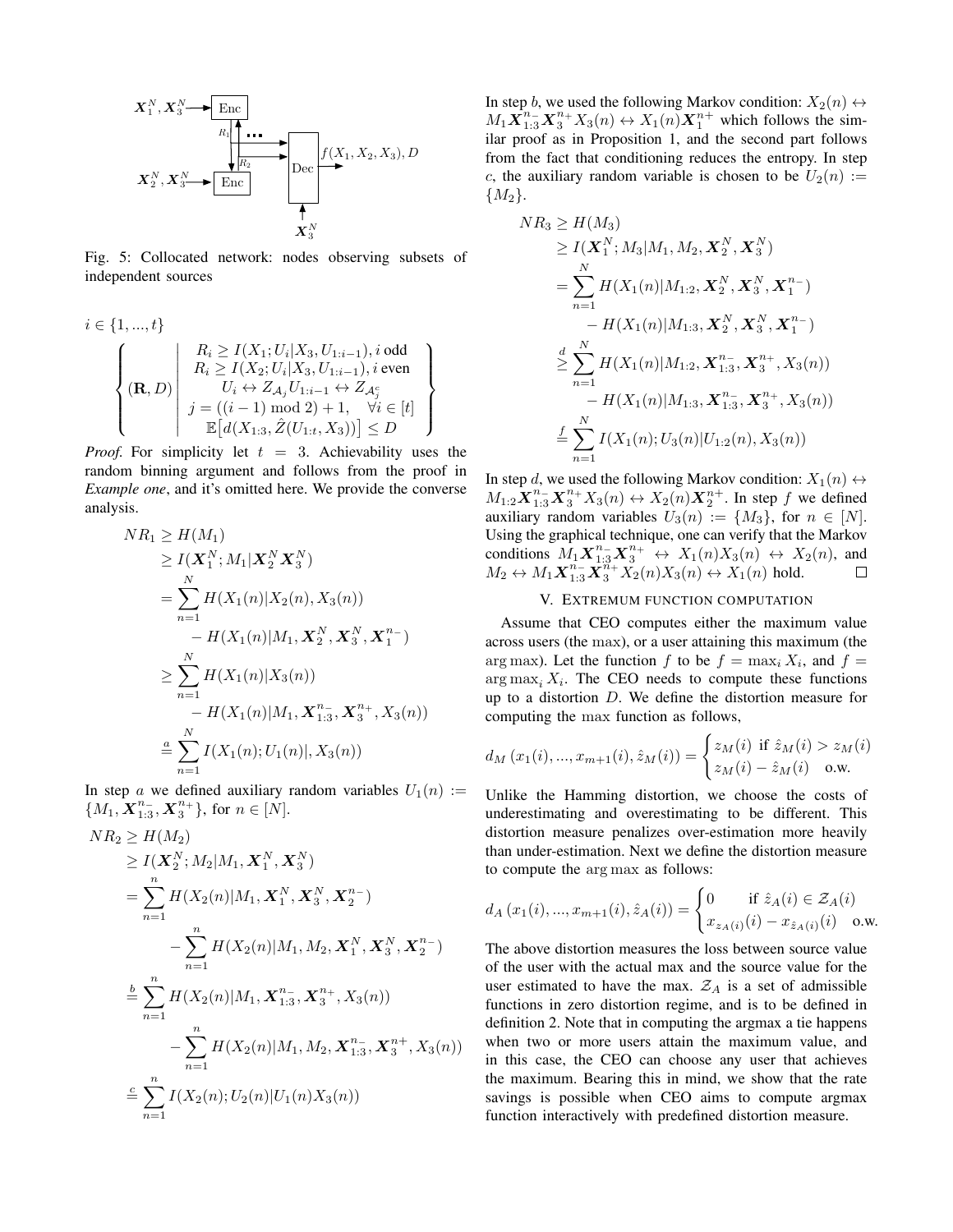Fig. 5: Collocated network: nodes observing subsets of independent sources

$$
i \in \{1,...,t\}
$$

$$
\left\{ (\mathbf{R}, D) \;\middle|\; \begin{array}{c} R_i \geq I(X_1; U_i | X_3, U_{1:i-1}), i \text{ odd} \\ R_i \geq I(X_2; U_i | X_3, U_{1:i-1}), i \text{ even} \\ U_i \leftrightarrow Z_{\mathcal{A}_j} U_{1:i-1} \leftrightarrow Z_{\mathcal{A}_j^c} \\ j = ((i-1) \bmod 2) + 1, \quad \forall i \in [t] \\ \mathbb{E}\big[d(X_{1:3}, \hat{Z}(U_{1:t}, X_3))\big] \leq D \end{array} \right\}
$$

*Proof.* For simplicity let $t = 3$. Achievability uses the random binning argument and follows from the proof in *Example one*, and it's omitted here. We provide the converse analysis.

$$
\begin{aligned}
NR_1 &\geq H(M_1) \\
&\geq I(\boldsymbol{X}_1^N; M_1 | \boldsymbol{X}_2^N \boldsymbol{X}_3^N) \\
&= \sum_{n=1}^{N} H(X_1(n) | X_2(n), X_3(n)) \\
&\quad - H(X_1(n) | M_1, \boldsymbol{X}_2^N, \boldsymbol{X}_3^N, \boldsymbol{X}_1^{n-}) \\
&\geq \sum_{n=1}^{N} H(X_1(n) | X_3(n)) \\
&\quad - H(X_1(n) | M_1, \boldsymbol{X}_{1:3}^{n-}, \boldsymbol{X}_3^{n+}, X_3(n)) \\
&\stackrel{a}{=} \sum_{n=1}^{N} I(X_1(n); U_1(n) |, X_3(n))
\end{aligned}
$$

In step $a$ we defined auxiliary random variables $U_1(n) := \{M_1, \boldsymbol{X}_{1:3}^{n-}, \boldsymbol{X}_3^{n+}\}$, for $n \in [N]$.

$$
\begin{aligned}
NR_2 &\geq H(M_2) \\
&\geq I(\boldsymbol{X}_2^N; M_2 | M_1, \boldsymbol{X}_1^N, \boldsymbol{X}_3^N) \\
&= \sum_{n=1}^{n} H(X_2(n) | M_1, \boldsymbol{X}_1^N, \boldsymbol{X}_3^N, \boldsymbol{X}_2^{n-}) \\
&\quad - \sum_{n=1}^{n} H(X_2(n) | M_1, M_2, \boldsymbol{X}_1^N, \boldsymbol{X}_3^N, \boldsymbol{X}_2^{n-}) \\
&\stackrel{b}{=} \sum_{n=1}^{n} H(X_2(n) | M_1, \boldsymbol{X}_{1:3}^{n-}, \boldsymbol{X}_3^{n+}, X_3(n)) \\
&\quad - \sum_{n=1}^{n} H(X_2(n) | M_1, M_2, \boldsymbol{X}_{1:3}^{n-}, \boldsymbol{X}_3^{n+}, X_3(n)) \\
&\stackrel{c}{=} \sum_{n=1}^{n} I(X_2(n); U_2(n) | U_1(n) X_3(n))
\end{aligned}
$$

In step $b$, we used the following Markov condition: $X_2(n) \leftrightarrow M_1 \boldsymbol{X}_{1:3}^{n-} \boldsymbol{X}_3^{n+} X_3(n) \leftrightarrow X_1(n) \boldsymbol{X}_1^{n+}$ which follows the similar proof as in Proposition 1, and the second part follows from the fact that conditioning reduces the entropy. In step $c$, the auxiliary random variable is chosen to be $U_2(n) := \{M_2\}$.

$$
\begin{aligned}
NR_3 &\geq H(M_3) \\
&\geq I(\boldsymbol{X}_1^N; M_3 | M_1, M_2, \boldsymbol{X}_2^N, \boldsymbol{X}_3^N) \\
&= \sum_{n=1}^{N} H(X_1(n) | M_{1:2}, \boldsymbol{X}_2^N, \boldsymbol{X}_3^N, \boldsymbol{X}_1^{n-}) \\
&\quad - H(X_1(n) | M_{1:3}, \boldsymbol{X}_2^N, \boldsymbol{X}_3^N, \boldsymbol{X}_1^{n-}) \\
&\stackrel{d}{\geq} \sum_{n=1}^{N} H(X_1(n) | M_{1:2}, \boldsymbol{X}_{1:3}^{n-}, \boldsymbol{X}_3^{n+}, X_3(n)) \\
&\quad - H(X_1(n) | M_{1:3}, \boldsymbol{X}_{1:3}^{n-}, \boldsymbol{X}_3^{n+}, X_3(n)) \\
&\stackrel{f}{=} \sum_{n=1}^{N} I(X_1(n); U_3(n) | U_{1:2}(n), X_3(n))
\end{aligned}
$$

In step $d$, we used the following Markov condition: $X_1(n) \leftrightarrow M_{1:2} \boldsymbol{X}_{1:3}^{n-} \boldsymbol{X}_3^{n+} X_3(n) \leftrightarrow X_2(n) \boldsymbol{X}_2^{n+}$. In step $f$ we defined auxiliary random variables $U_3(n) := \{M_3\}$, for $n \in [N]$. Using the graphical technique, one can verify that the Markov conditions $M_1 \boldsymbol{X}_{1:3}^{n-} \boldsymbol{X}_3^{n+} \leftrightarrow X_1(n) X_3(n) \leftrightarrow X_2(n)$, and $M_2 \leftrightarrow M_1 \boldsymbol{X}_{1:3}^{n-} \boldsymbol{X}_3^{n+} X_2(n) X_3(n) \leftrightarrow X_1(n)$ hold. ∎

## V. Extremum function computation

Assume that CEO computes either the maximum value across users (the max), or a user attaining this maximum (the arg max). Let the function $f$ to be $f = \max_i X_i$, and $f = \arg\max_i X_i$. The CEO needs to compute these functions up to a distortion $D$. We define the distortion measure for computing the max function as follows,

$$
d_M\left(x_1(i), ..., x_{m+1}(i), \hat{z}_M(i)\right) = \begin{cases} z_M(i) & \text{if } \hat{z}_M(i) > z_M(i) \\ z_M(i) - \hat{z}_M(i) & \text{o.w.} \end{cases}
$$

Unlike the Hamming distortion, we choose the costs of underestimating and overestimating to be different. This distortion measure penalizes over-estimation more heavily than under-estimation. Next we define the distortion measure to compute the arg max as follows:

$$
d_A\left(x_1(i), ..., x_{m+1}(i), \hat{z}_A(i)\right) = \begin{cases} 0 & \text{if } \hat{z}_A(i) \in \mathcal{Z}_A(i) \\ x_{z_A(i)}(i) - x_{\hat{z}_A(i)}(i) & \text{o.w.} \end{cases}
$$

The above distortion measures the loss between source value of the user with the actual max and the source value for the user estimated to have the max. $\mathcal{Z}_A$ is a set of admissible functions in zero distortion regime, and is to be defined in definition 2. Note that in computing the argmax a tie happens when two or more users attain the maximum value, and in this case, the CEO can choose any user that achieves the maximum. Bearing this in mind, we show that the rate savings is possible when CEO aims to compute argmax function interactively with predefined distortion measure.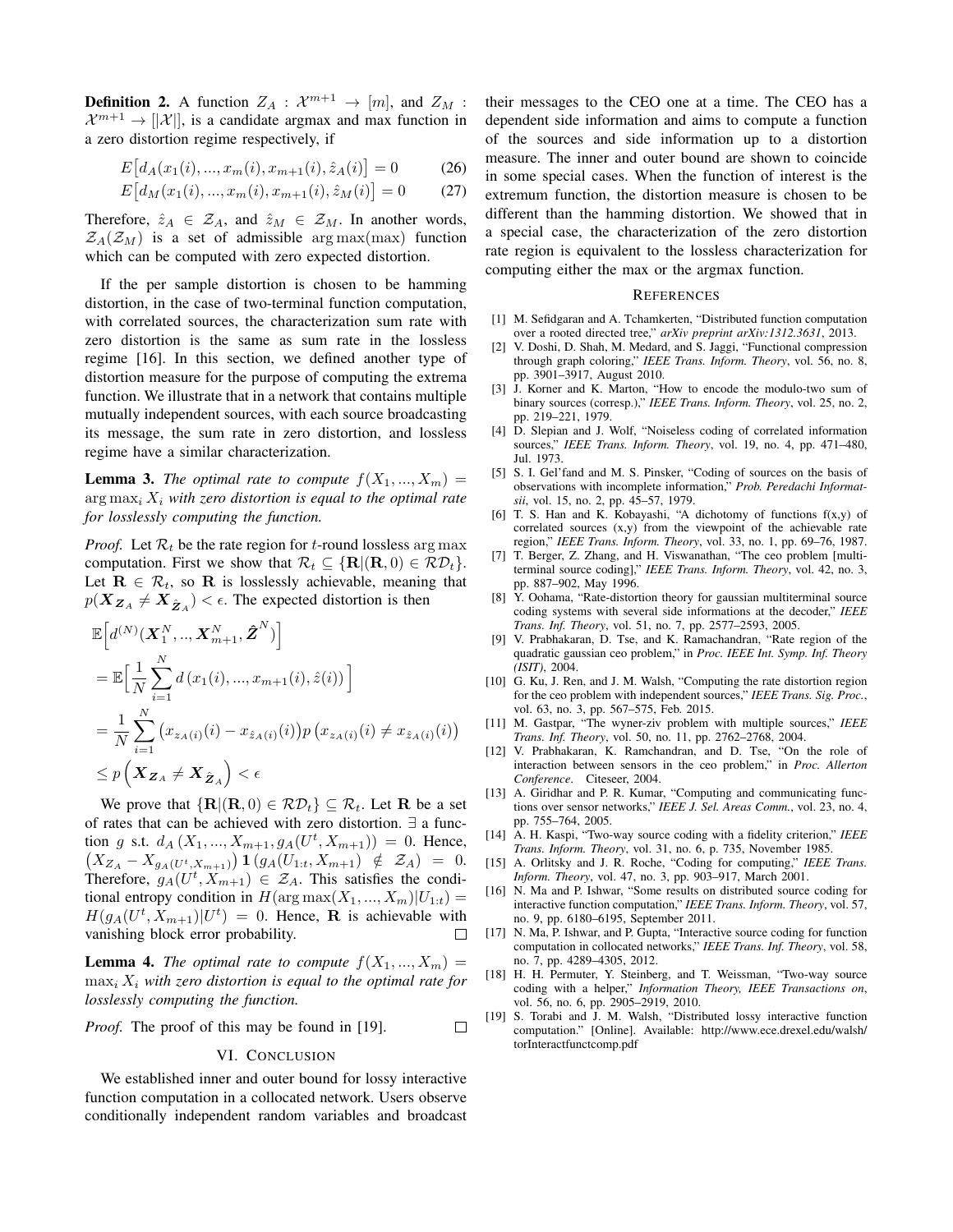**Definition 2.** A function $Z_A : \mathcal{X}^{m+1} \to [m]$, and $Z_M : \mathcal{X}^{m+1} \to [|\mathcal{X}|]$, is a candidate argmax and max function in a zero distortion regime respectively, if

$$E\big[d_A(x_1(i), ..., x_m(i), x_{m+1}(i), \hat{z}_A(i)\big] = 0 \tag{26}$$

$$E\big[d_M(x_1(i), ..., x_m(i), x_{m+1}(i), \hat{z}_M(i)\big] = 0 \tag{27}$$

Therefore, $\hat{z}_A \in \mathcal{Z}_A$, and $\hat{z}_M \in \mathcal{Z}_M$. In another words, $\mathcal{Z}_A(\mathcal{Z}_M)$ is a set of admissible $\arg\max(\max)$ function which can be computed with zero expected distortion.

If the per sample distortion is chosen to be hamming distortion, in the case of two-terminal function computation, with correlated sources, the characterization sum rate with zero distortion is the same as sum rate in the lossless regime [16]. In this section, we defined another type of distortion measure for the purpose of computing the extrema function. We illustrate that in a network that contains multiple mutually independent sources, with each source broadcasting its message, the sum rate in zero distortion, and lossless regime have a similar characterization.

**Lemma 3.** *The optimal rate to compute $f(X_1, ..., X_m) = \arg\max_i X_i$ with zero distortion is equal to the optimal rate for losslessly computing the function.*

*Proof.* Let $\mathcal{R}_t$ be the rate region for $t$-round lossless $\arg\max$ computation. First we show that $\mathcal{R}_t \subseteq \{\mathbf{R}|(\mathbf{R}, 0) \in \mathcal{RD}_t\}$. Let $\mathbf{R} \in \mathcal{R}_t$, so $\mathbf{R}$ is losslessly achievable, meaning that $p(\boldsymbol{X}_{\boldsymbol{Z}_A} \neq \boldsymbol{X}_{\hat{\boldsymbol{Z}}_A}) < \epsilon$. The expected distortion is then

$$\begin{aligned}
&\mathbb{E}\Big[d^{(N)}(\boldsymbol{X}_1^N, .., \boldsymbol{X}_{m+1}^N, \hat{\boldsymbol{Z}}^N)\Big] \\
&= \mathbb{E}\Big[\frac{1}{N}\sum_{i=1}^{N} d\left(x_1(i), ..., x_{m+1}(i), \hat{z}(i)\right)\Big] \\
&= \frac{1}{N}\sum_{i=1}^{N}\left(x_{z_A(i)}(i) - x_{\hat{z}_A(i)}(i)\right)p\left(x_{z_A(i)}(i) \neq x_{\hat{z}_A(i)}(i)\right) \\
&\leq p\left(\boldsymbol{X}_{\boldsymbol{Z}_A} \neq \boldsymbol{X}_{\hat{\boldsymbol{Z}}_A}\right) < \epsilon
\end{aligned}$$

We prove that $\{\mathbf{R}|(\mathbf{R}, 0) \in \mathcal{RD}_t\} \subseteq \mathcal{R}_t$. Let $\mathbf{R}$ be a set of rates that can be achieved with zero distortion. $\exists$ a function $g$ s.t. $d_A\left(X_1, ..., X_{m+1}, g_A(U^t, X_{m+1})\right) = 0$. Hence, $\left(X_{Z_A} - X_{g_A(U^t, X_{m+1})}\right)\mathbf{1}\left(g_A(U_{1:t}, X_{m+1}) \notin \mathcal{Z}_A\right) = 0$. Therefore, $g_A(U^t, X_{m+1}) \in \mathcal{Z}_A$. This satisfies the conditional entropy condition in $H(\arg\max(X_1, ..., X_m)|U_{1:t}) = H(g_A(U^t, X_{m+1})|U^t) = 0$. Hence, $\mathbf{R}$ is achievable with vanishing block error probability. $\square$

**Lemma 4.** *The optimal rate to compute $f(X_1, ..., X_m) = \max_i X_i$ with zero distortion is equal to the optimal rate for losslessly computing the function.*

*Proof.* The proof of this may be found in [19]. $\square$

## VI. Conclusion

We established inner and outer bound for lossy interactive function computation in a collocated network. Users observe conditionally independent random variables and broadcast their messages to the CEO one at a time. The CEO has a dependent side information and aims to compute a function of the sources and side information up to a distortion measure. The inner and outer bound are shown to coincide in some special cases. When the function of interest is the extremum function, the distortion measure is chosen to be different than the hamming distortion. We showed that in a special case, the characterization of the zero distortion rate region is equivalent to the lossless characterization for computing either the max or the argmax function.

## References

[1] M. Sefidgaran and A. Tchamkerten, "Distributed function computation over a rooted directed tree," *arXiv preprint arXiv:1312.3631*, 2013.

[2] V. Doshi, D. Shah, M. Medard, and S. Jaggi, "Functional compression through graph coloring," *IEEE Trans. Inform. Theory*, vol. 56, no. 8, pp. 3901–3917, August 2010.

[3] J. Korner and K. Marton, "How to encode the modulo-two sum of binary sources (corresp.)," *IEEE Trans. Inform. Theory*, vol. 25, no. 2, pp. 219–221, 1979.

[4] D. Slepian and J. Wolf, "Noiseless coding of correlated information sources," *IEEE Trans. Inform. Theory*, vol. 19, no. 4, pp. 471–480, Jul. 1973.

[5] S. I. Gel'fand and M. S. Pinsker, "Coding of sources on the basis of observations with incomplete information," *Prob. Peredachi Informatsii*, vol. 15, no. 2, pp. 45–57, 1979.

[6] T. S. Han and K. Kobayashi, "A dichotomy of functions f(x,y) of correlated sources (x,y) from the viewpoint of the achievable rate region," *IEEE Trans. Inform. Theory*, vol. 33, no. 1, pp. 69–76, 1987.

[7] T. Berger, Z. Zhang, and H. Viswanathan, "The ceo problem [multiterminal source coding]," *IEEE Trans. Inform. Theory*, vol. 42, no. 3, pp. 887–902, May 1996.

[8] Y. Oohama, "Rate-distortion theory for gaussian multiterminal source coding systems with several side informations at the decoder," *IEEE Trans. Inf. Theory*, vol. 51, no. 7, pp. 2577–2593, 2005.

[9] V. Prabhakaran, D. Tse, and K. Ramachandran, "Rate region of the quadratic gaussian ceo problem," in *Proc. IEEE Int. Symp. Inf. Theory (ISIT)*, 2004.

[10] G. Ku, J. Ren, and J. M. Walsh, "Computing the rate distortion region for the ceo problem with independent sources," *IEEE Trans. Sig. Proc.*, vol. 63, no. 3, pp. 567–575, Feb. 2015.

[11] M. Gastpar, "The wyner-ziv problem with multiple sources," *IEEE Trans. Inf. Theory*, vol. 50, no. 11, pp. 2762–2768, 2004.

[12] V. Prabhakaran, K. Ramchandran, and D. Tse, "On the role of interaction between sensors in the ceo problem," in *Proc. Allerton Conference*. Citeseer, 2004.

[13] A. Giridhar and P. R. Kumar, "Computing and communicating functions over sensor networks," *IEEE J. Sel. Areas Comm.*, vol. 23, no. 4, pp. 755–764, 2005.

[14] A. H. Kaspi, "Two-way source coding with a fidelity criterion," *IEEE Trans. Inform. Theory*, vol. 31, no. 6, p. 735, November 1985.

[15] A. Orlitsky and J. R. Roche, "Coding for computing," *IEEE Trans. Inform. Theory*, vol. 47, no. 3, pp. 903–917, March 2001.

[16] N. Ma and P. Ishwar, "Some results on distributed source coding for interactive function computation," *IEEE Trans. Inform. Theory*, vol. 57, no. 9, pp. 6180–6195, September 2011.

[17] N. Ma, P. Ishwar, and P. Gupta, "Interactive source coding for function computation in collocated networks," *IEEE Trans. Inf. Theory*, vol. 58, no. 7, pp. 4289–4305, 2012.

[18] H. H. Permuter, Y. Steinberg, and T. Weissman, "Two-way source coding with a helper," *Information Theory, IEEE Transactions on*, vol. 56, no. 6, pp. 2905–2919, 2010.

[19] S. Torabi and J. M. Walsh, "Distributed lossy interactive function computation." [Online]. Available: http://www.ece.drexel.edu/walsh/torInteractfunctcomp.pdf